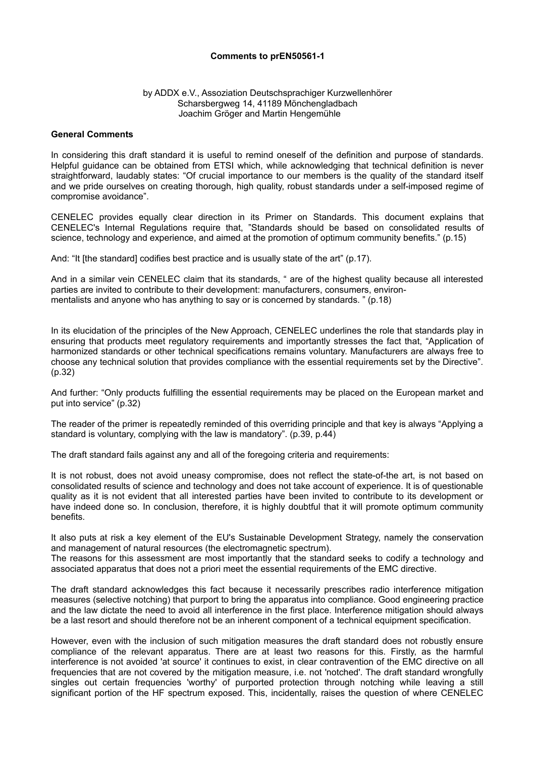**Comments to prEN50561-1**

by ADDX e.V., Assoziation Deutschsprachiger Kurzwellenhörer
Scharsbergweg 14, 41189 Mönchengladbach
Joachim Gröger and Martin Hengemühle

**General Comments**

In considering this draft standard it is useful to remind oneself of the definition and purpose of standards. Helpful guidance can be obtained from ETSI which, while acknowledging that technical definition is never straightforward, laudably states: "Of crucial importance to our members is the quality of the standard itself and we pride ourselves on creating thorough, high quality, robust standards under a self-imposed regime of compromise avoidance".

CENELEC provides equally clear direction in its Primer on Standards. This document explains that CENELEC's Internal Regulations require that, "Standards should be based on consolidated results of science, technology and experience, and aimed at the promotion of optimum community benefits." (p.15)

And: "It [the standard] codifies best practice and is usually state of the art" (p.17).

And in a similar vein CENELEC claim that its standards, " are of the highest quality because all interested parties are invited to contribute to their development: manufacturers, consumers, environmentalists and anyone who has anything to say or is concerned by standards. " (p.18)

In its elucidation of the principles of the New Approach, CENELEC underlines the role that standards play in ensuring that products meet regulatory requirements and importantly stresses the fact that, "Application of harmonized standards or other technical specifications remains voluntary. Manufacturers are always free to choose any technical solution that provides compliance with the essential requirements set by the Directive". (p.32)

And further: "Only products fulfilling the essential requirements may be placed on the European market and put into service" (p.32)

The reader of the primer is repeatedly reminded of this overriding principle and that key is always "Applying a standard is voluntary, complying with the law is mandatory". (p.39, p.44)

The draft standard fails against any and all of the foregoing criteria and requirements:

It is not robust, does not avoid uneasy compromise, does not reflect the state-of-the art, is not based on consolidated results of science and technology and does not take account of experience. It is of questionable quality as it is not evident that all interested parties have been invited to contribute to its development or have indeed done so. In conclusion, therefore, it is highly doubtful that it will promote optimum community benefits.

It also puts at risk a key element of the EU's Sustainable Development Strategy, namely the conservation and management of natural resources (the electromagnetic spectrum).
The reasons for this assessment are most importantly that the standard seeks to codify a technology and associated apparatus that does not a priori meet the essential requirements of the EMC directive.

The draft standard acknowledges this fact because it necessarily prescribes radio interference mitigation measures (selective notching) that purport to bring the apparatus into compliance. Good engineering practice and the law dictate the need to avoid all interference in the first place. Interference mitigation should always be a last resort and should therefore not be an inherent component of a technical equipment specification.

However, even with the inclusion of such mitigation measures the draft standard does not robustly ensure compliance of the relevant apparatus. There are at least two reasons for this. Firstly, as the harmful interference is not avoided 'at source' it continues to exist, in clear contravention of the EMC directive on all frequencies that are not covered by the mitigation measure, i.e. not 'notched'. The draft standard wrongfully singles out certain frequencies 'worthy' of purported protection through notching while leaving a still significant portion of the HF spectrum exposed. This, incidentally, raises the question of where CENELEC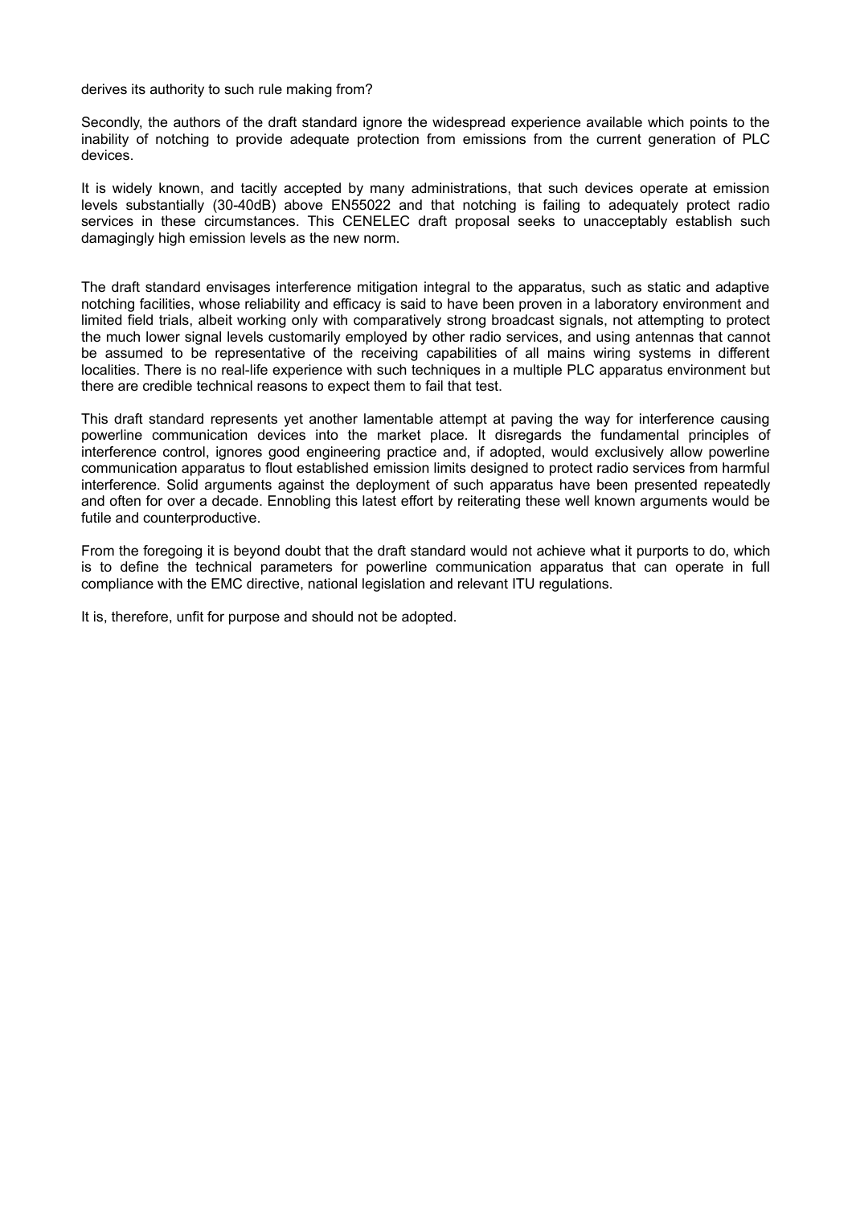derives its authority to such rule making from?

Secondly, the authors of the draft standard ignore the widespread experience available which points to the inability of notching to provide adequate protection from emissions from the current generation of PLC devices.

It is widely known, and tacitly accepted by many administrations, that such devices operate at emission levels substantially (30-40dB) above EN55022 and that notching is failing to adequately protect radio services in these circumstances. This CENELEC draft proposal seeks to unacceptably establish such damagingly high emission levels as the new norm.

The draft standard envisages interference mitigation integral to the apparatus, such as static and adaptive notching facilities, whose reliability and efficacy is said to have been proven in a laboratory environment and limited field trials, albeit working only with comparatively strong broadcast signals, not attempting to protect the much lower signal levels customarily employed by other radio services, and using antennas that cannot be assumed to be representative of the receiving capabilities of all mains wiring systems in different localities. There is no real-life experience with such techniques in a multiple PLC apparatus environment but there are credible technical reasons to expect them to fail that test.

This draft standard represents yet another lamentable attempt at paving the way for interference causing powerline communication devices into the market place. It disregards the fundamental principles of interference control, ignores good engineering practice and, if adopted, would exclusively allow powerline communication apparatus to flout established emission limits designed to protect radio services from harmful interference. Solid arguments against the deployment of such apparatus have been presented repeatedly and often for over a decade. Ennobling this latest effort by reiterating these well known arguments would be futile and counterproductive.

From the foregoing it is beyond doubt that the draft standard would not achieve what it purports to do, which is to define the technical parameters for powerline communication apparatus that can operate in full compliance with the EMC directive, national legislation and relevant ITU regulations.

It is, therefore, unfit for purpose and should not be adopted.